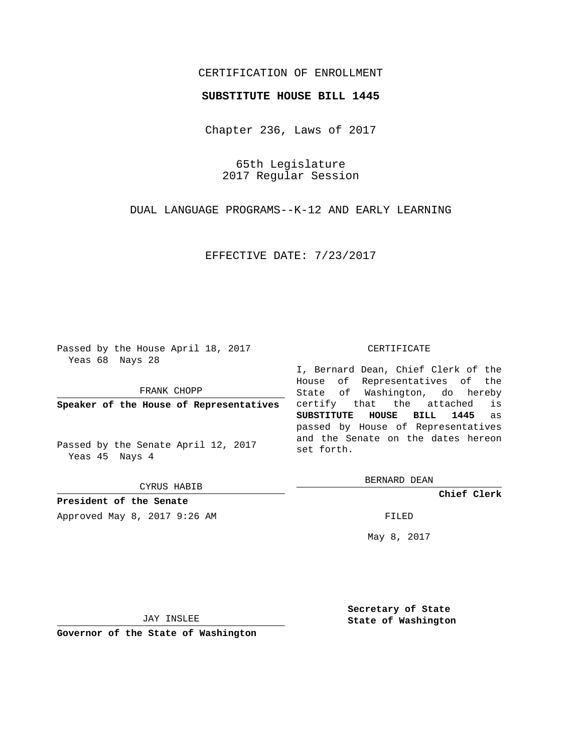CERTIFICATION OF ENROLLMENT

**SUBSTITUTE HOUSE BILL 1445**

Chapter 236, Laws of 2017

65th Legislature
2017 Regular Session

DUAL LANGUAGE PROGRAMS--K-12 AND EARLY LEARNING

EFFECTIVE DATE: 7/23/2017

Passed by the House April 18, 2017
Yeas 68 Nays 28

FRANK CHOPP

**Speaker of the House of Representatives**

Passed by the Senate April 12, 2017
Yeas 45 Nays 4

CYRUS HABIB

**President of the Senate**

Approved May 8, 2017 9:26 AM

JAY INSLEE

**Governor of the State of Washington**

CERTIFICATE

I, Bernard Dean, Chief Clerk of the House of Representatives of the State of Washington, do hereby certify that the attached is **SUBSTITUTE HOUSE BILL 1445** as passed by House of Representatives and the Senate on the dates hereon set forth.

BERNARD DEAN

**Chief Clerk**

FILED

May 8, 2017

**Secretary of State**
**State of Washington**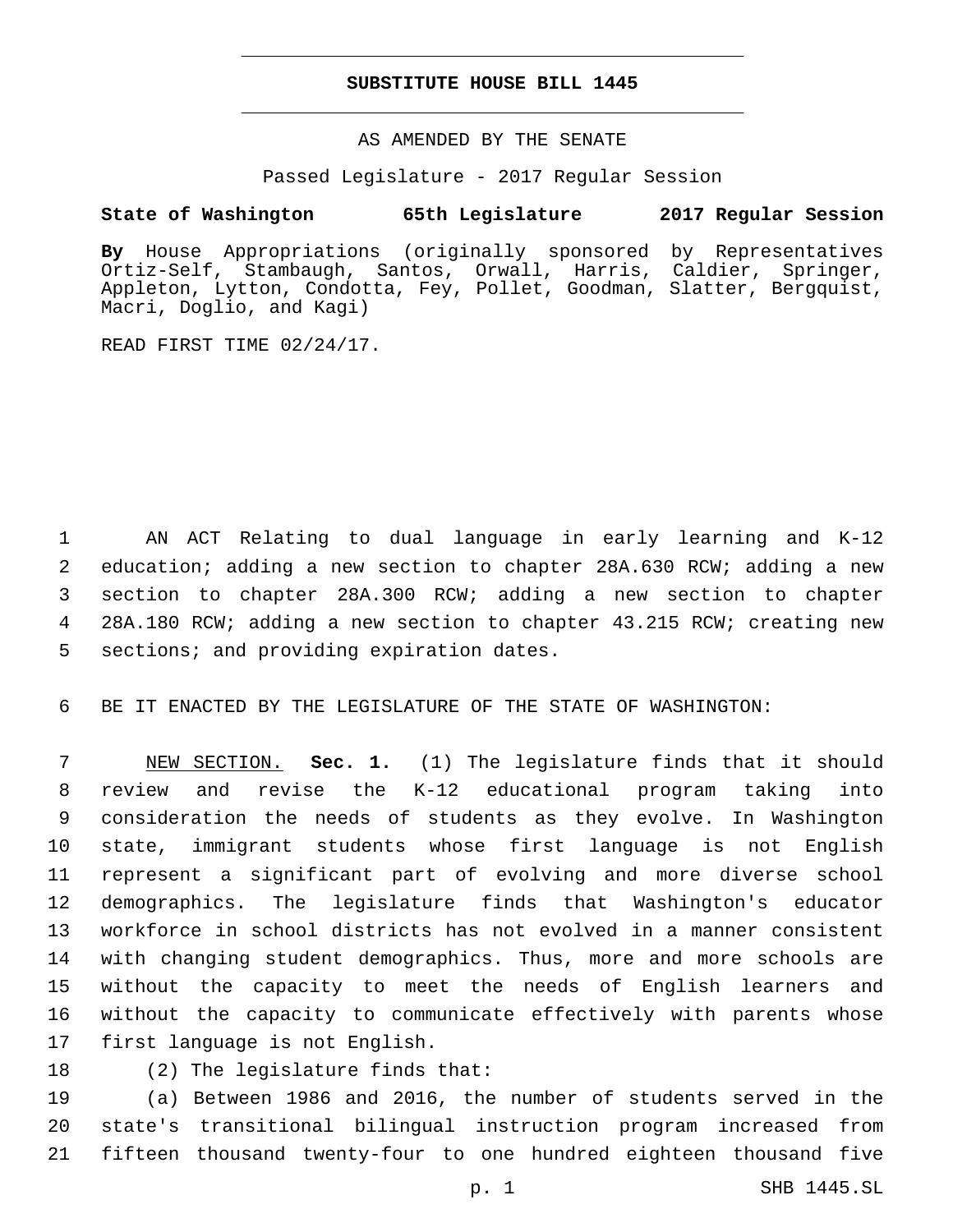# SUBSTITUTE HOUSE BILL 1445

AS AMENDED BY THE SENATE

Passed Legislature - 2017 Regular Session

**State of Washington 65th Legislature 2017 Regular Session**

**By** House Appropriations (originally sponsored by Representatives Ortiz-Self, Stambaugh, Santos, Orwall, Harris, Caldier, Springer, Appleton, Lytton, Condotta, Fey, Pollet, Goodman, Slatter, Bergquist, Macri, Doglio, and Kagi)

READ FIRST TIME 02/24/17.

AN ACT Relating to dual language in early learning and K-12 education; adding a new section to chapter 28A.630 RCW; adding a new section to chapter 28A.300 RCW; adding a new section to chapter 28A.180 RCW; adding a new section to chapter 43.215 RCW; creating new sections; and providing expiration dates.

BE IT ENACTED BY THE LEGISLATURE OF THE STATE OF WASHINGTON:

NEW SECTION. **Sec. 1.** (1) The legislature finds that it should review and revise the K-12 educational program taking into consideration the needs of students as they evolve. In Washington state, immigrant students whose first language is not English represent a significant part of evolving and more diverse school demographics. The legislature finds that Washington's educator workforce in school districts has not evolved in a manner consistent with changing student demographics. Thus, more and more schools are without the capacity to meet the needs of English learners and without the capacity to communicate effectively with parents whose first language is not English.

(2) The legislature finds that:

(a) Between 1986 and 2016, the number of students served in the state's transitional bilingual instruction program increased from fifteen thousand twenty-four to one hundred eighteen thousand five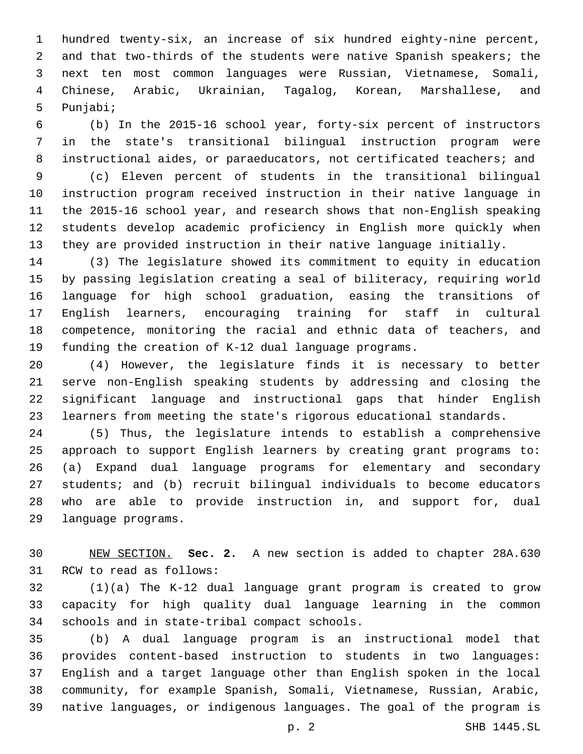hundred twenty-six, an increase of six hundred eighty-nine percent, and that two-thirds of the students were native Spanish speakers; the next ten most common languages were Russian, Vietnamese, Somali, Chinese, Arabic, Ukrainian, Tagalog, Korean, Marshallese, and Punjabi;

(b) In the 2015-16 school year, forty-six percent of instructors in the state's transitional bilingual instruction program were instructional aides, or paraeducators, not certificated teachers; and

(c) Eleven percent of students in the transitional bilingual instruction program received instruction in their native language in the 2015-16 school year, and research shows that non-English speaking students develop academic proficiency in English more quickly when they are provided instruction in their native language initially.

(3) The legislature showed its commitment to equity in education by passing legislation creating a seal of biliteracy, requiring world language for high school graduation, easing the transitions of English learners, encouraging training for staff in cultural competence, monitoring the racial and ethnic data of teachers, and funding the creation of K-12 dual language programs.

(4) However, the legislature finds it is necessary to better serve non-English speaking students by addressing and closing the significant language and instructional gaps that hinder English learners from meeting the state's rigorous educational standards.

(5) Thus, the legislature intends to establish a comprehensive approach to support English learners by creating grant programs to: (a) Expand dual language programs for elementary and secondary students; and (b) recruit bilingual individuals to become educators who are able to provide instruction in, and support for, dual language programs.

NEW SECTION. **Sec. 2.** A new section is added to chapter 28A.630 RCW to read as follows:

(1)(a) The K-12 dual language grant program is created to grow capacity for high quality dual language learning in the common schools and in state-tribal compact schools.

(b) A dual language program is an instructional model that provides content-based instruction to students in two languages: English and a target language other than English spoken in the local community, for example Spanish, Somali, Vietnamese, Russian, Arabic, native languages, or indigenous languages. The goal of the program is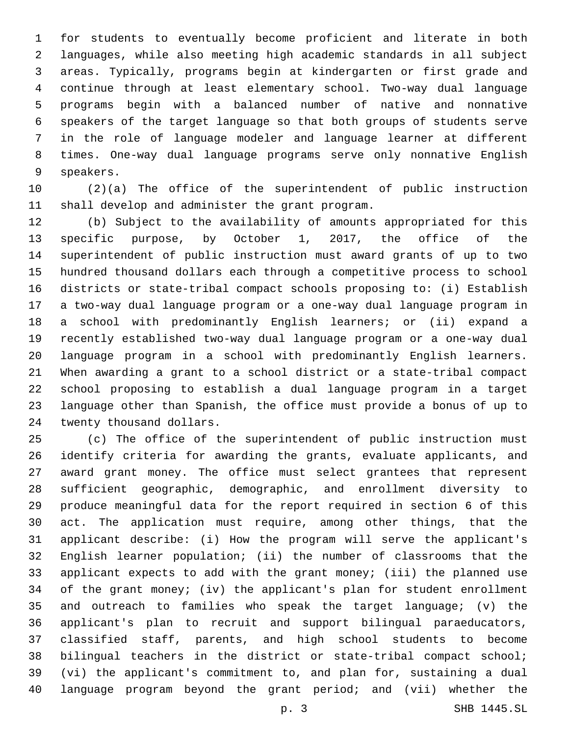for students to eventually become proficient and literate in both languages, while also meeting high academic standards in all subject areas. Typically, programs begin at kindergarten or first grade and continue through at least elementary school. Two-way dual language programs begin with a balanced number of native and nonnative speakers of the target language so that both groups of students serve in the role of language modeler and language learner at different times. One-way dual language programs serve only nonnative English speakers.

(2)(a) The office of the superintendent of public instruction shall develop and administer the grant program.

(b) Subject to the availability of amounts appropriated for this specific purpose, by October 1, 2017, the office of the superintendent of public instruction must award grants of up to two hundred thousand dollars each through a competitive process to school districts or state-tribal compact schools proposing to: (i) Establish a two-way dual language program or a one-way dual language program in a school with predominantly English learners; or (ii) expand a recently established two-way dual language program or a one-way dual language program in a school with predominantly English learners. When awarding a grant to a school district or a state-tribal compact school proposing to establish a dual language program in a target language other than Spanish, the office must provide a bonus of up to twenty thousand dollars.

(c) The office of the superintendent of public instruction must identify criteria for awarding the grants, evaluate applicants, and award grant money. The office must select grantees that represent sufficient geographic, demographic, and enrollment diversity to produce meaningful data for the report required in section 6 of this act. The application must require, among other things, that the applicant describe: (i) How the program will serve the applicant's English learner population; (ii) the number of classrooms that the applicant expects to add with the grant money; (iii) the planned use of the grant money; (iv) the applicant's plan for student enrollment and outreach to families who speak the target language; (v) the applicant's plan to recruit and support bilingual paraeducators, classified staff, parents, and high school students to become bilingual teachers in the district or state-tribal compact school; (vi) the applicant's commitment to, and plan for, sustaining a dual language program beyond the grant period; and (vii) whether the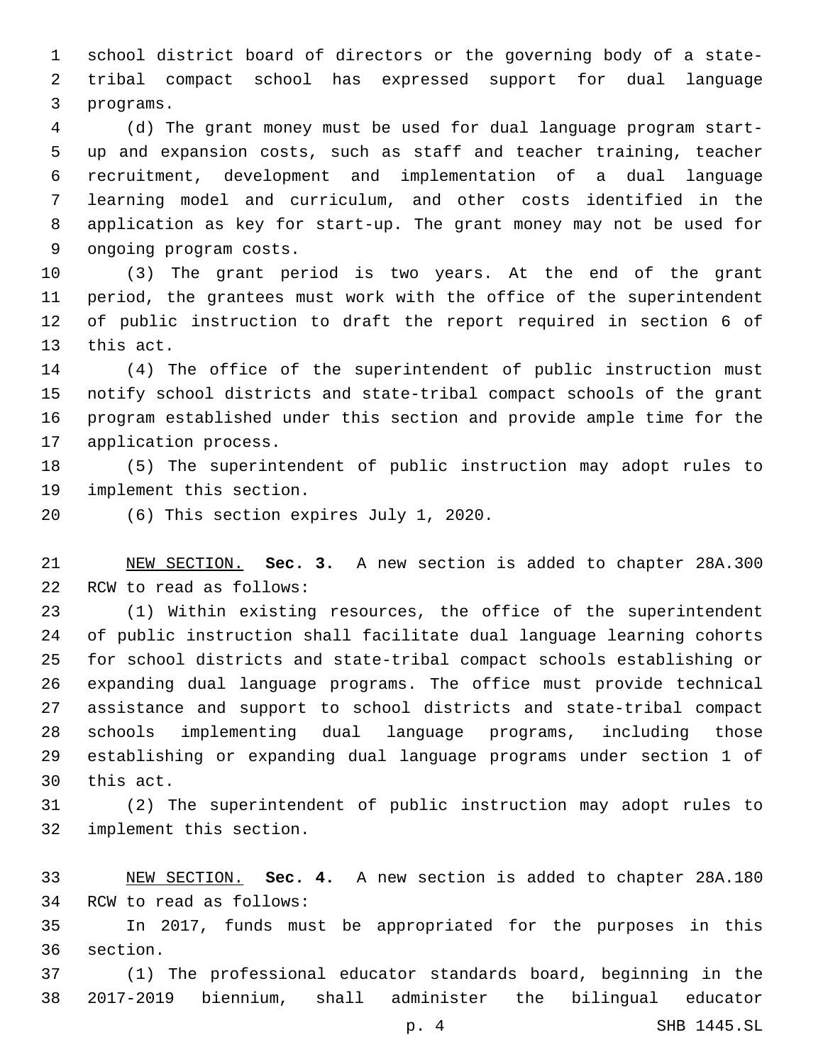school district board of directors or the governing body of a state-tribal compact school has expressed support for dual language programs.

(d) The grant money must be used for dual language program start-up and expansion costs, such as staff and teacher training, teacher recruitment, development and implementation of a dual language learning model and curriculum, and other costs identified in the application as key for start-up. The grant money may not be used for ongoing program costs.

(3) The grant period is two years. At the end of the grant period, the grantees must work with the office of the superintendent of public instruction to draft the report required in section 6 of this act.

(4) The office of the superintendent of public instruction must notify school districts and state-tribal compact schools of the grant program established under this section and provide ample time for the application process.

(5) The superintendent of public instruction may adopt rules to implement this section.

(6) This section expires July 1, 2020.

NEW SECTION. **Sec. 3.** A new section is added to chapter 28A.300 RCW to read as follows:

(1) Within existing resources, the office of the superintendent of public instruction shall facilitate dual language learning cohorts for school districts and state-tribal compact schools establishing or expanding dual language programs. The office must provide technical assistance and support to school districts and state-tribal compact schools implementing dual language programs, including those establishing or expanding dual language programs under section 1 of this act.

(2) The superintendent of public instruction may adopt rules to implement this section.

NEW SECTION. **Sec. 4.** A new section is added to chapter 28A.180 RCW to read as follows:

In 2017, funds must be appropriated for the purposes in this section.

(1) The professional educator standards board, beginning in the 2017-2019 biennium, shall administer the bilingual educator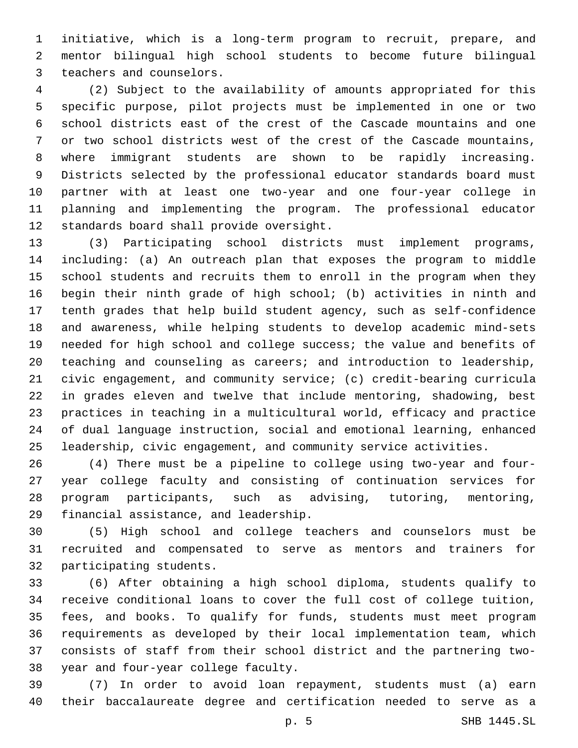initiative, which is a long-term program to recruit, prepare, and mentor bilingual high school students to become future bilingual teachers and counselors.

(2) Subject to the availability of amounts appropriated for this specific purpose, pilot projects must be implemented in one or two school districts east of the crest of the Cascade mountains and one or two school districts west of the crest of the Cascade mountains, where immigrant students are shown to be rapidly increasing. Districts selected by the professional educator standards board must partner with at least one two-year and one four-year college in planning and implementing the program. The professional educator standards board shall provide oversight.

(3) Participating school districts must implement programs, including: (a) An outreach plan that exposes the program to middle school students and recruits them to enroll in the program when they begin their ninth grade of high school; (b) activities in ninth and tenth grades that help build student agency, such as self-confidence and awareness, while helping students to develop academic mind-sets needed for high school and college success; the value and benefits of teaching and counseling as careers; and introduction to leadership, civic engagement, and community service; (c) credit-bearing curricula in grades eleven and twelve that include mentoring, shadowing, best practices in teaching in a multicultural world, efficacy and practice of dual language instruction, social and emotional learning, enhanced leadership, civic engagement, and community service activities.

(4) There must be a pipeline to college using two-year and four-year college faculty and consisting of continuation services for program participants, such as advising, tutoring, mentoring, financial assistance, and leadership.

(5) High school and college teachers and counselors must be recruited and compensated to serve as mentors and trainers for participating students.

(6) After obtaining a high school diploma, students qualify to receive conditional loans to cover the full cost of college tuition, fees, and books. To qualify for funds, students must meet program requirements as developed by their local implementation team, which consists of staff from their school district and the partnering two-year and four-year college faculty.

(7) In order to avoid loan repayment, students must (a) earn their baccalaureate degree and certification needed to serve as a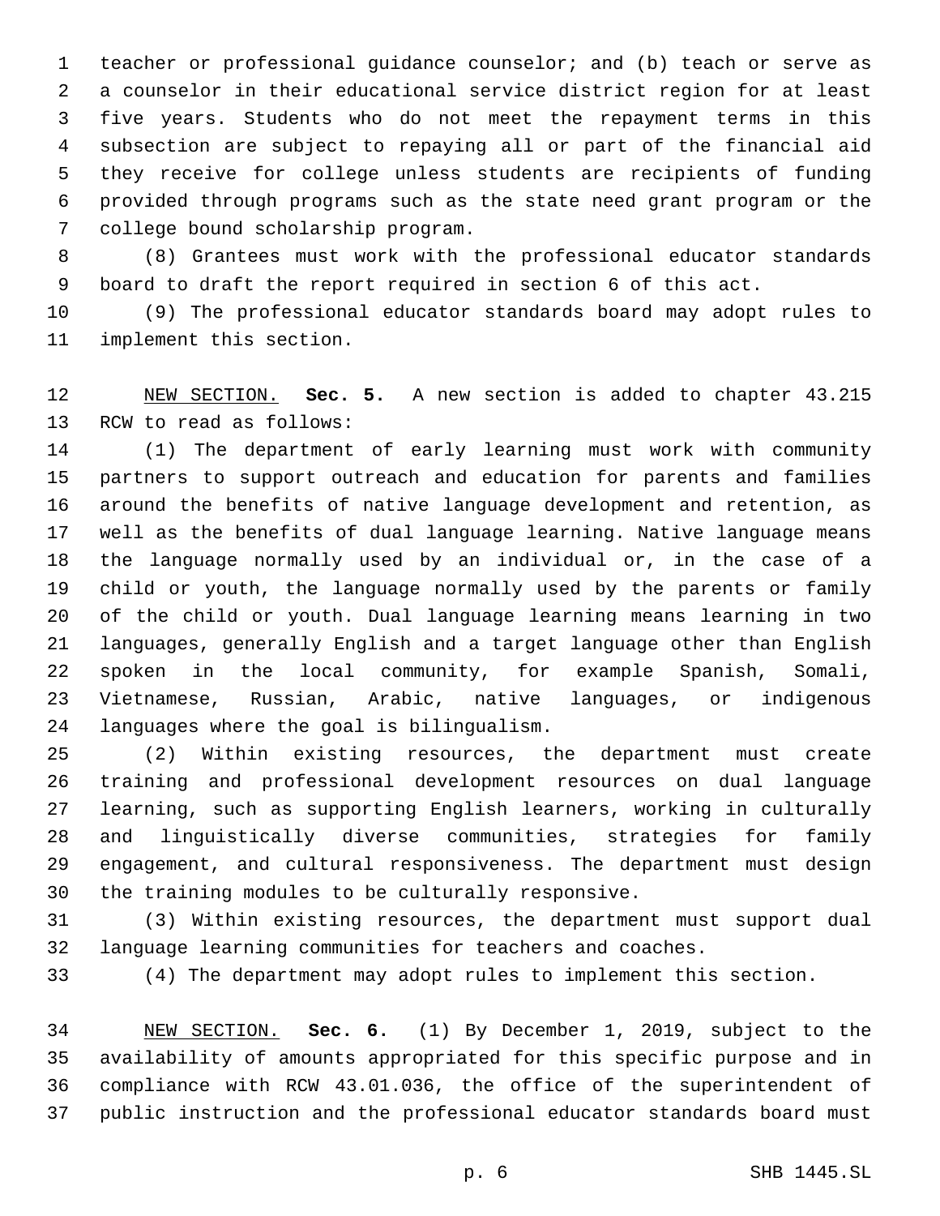teacher or professional guidance counselor; and (b) teach or serve as a counselor in their educational service district region for at least five years. Students who do not meet the repayment terms in this subsection are subject to repaying all or part of the financial aid they receive for college unless students are recipients of funding provided through programs such as the state need grant program or the college bound scholarship program.

(8) Grantees must work with the professional educator standards board to draft the report required in section 6 of this act.

(9) The professional educator standards board may adopt rules to implement this section.

NEW SECTION. **Sec. 5.** A new section is added to chapter 43.215 RCW to read as follows:

(1) The department of early learning must work with community partners to support outreach and education for parents and families around the benefits of native language development and retention, as well as the benefits of dual language learning. Native language means the language normally used by an individual or, in the case of a child or youth, the language normally used by the parents or family of the child or youth. Dual language learning means learning in two languages, generally English and a target language other than English spoken in the local community, for example Spanish, Somali, Vietnamese, Russian, Arabic, native languages, or indigenous languages where the goal is bilingualism.

(2) Within existing resources, the department must create training and professional development resources on dual language learning, such as supporting English learners, working in culturally and linguistically diverse communities, strategies for family engagement, and cultural responsiveness. The department must design the training modules to be culturally responsive.

(3) Within existing resources, the department must support dual language learning communities for teachers and coaches.

(4) The department may adopt rules to implement this section.

NEW SECTION. **Sec. 6.** (1) By December 1, 2019, subject to the availability of amounts appropriated for this specific purpose and in compliance with RCW 43.01.036, the office of the superintendent of public instruction and the professional educator standards board must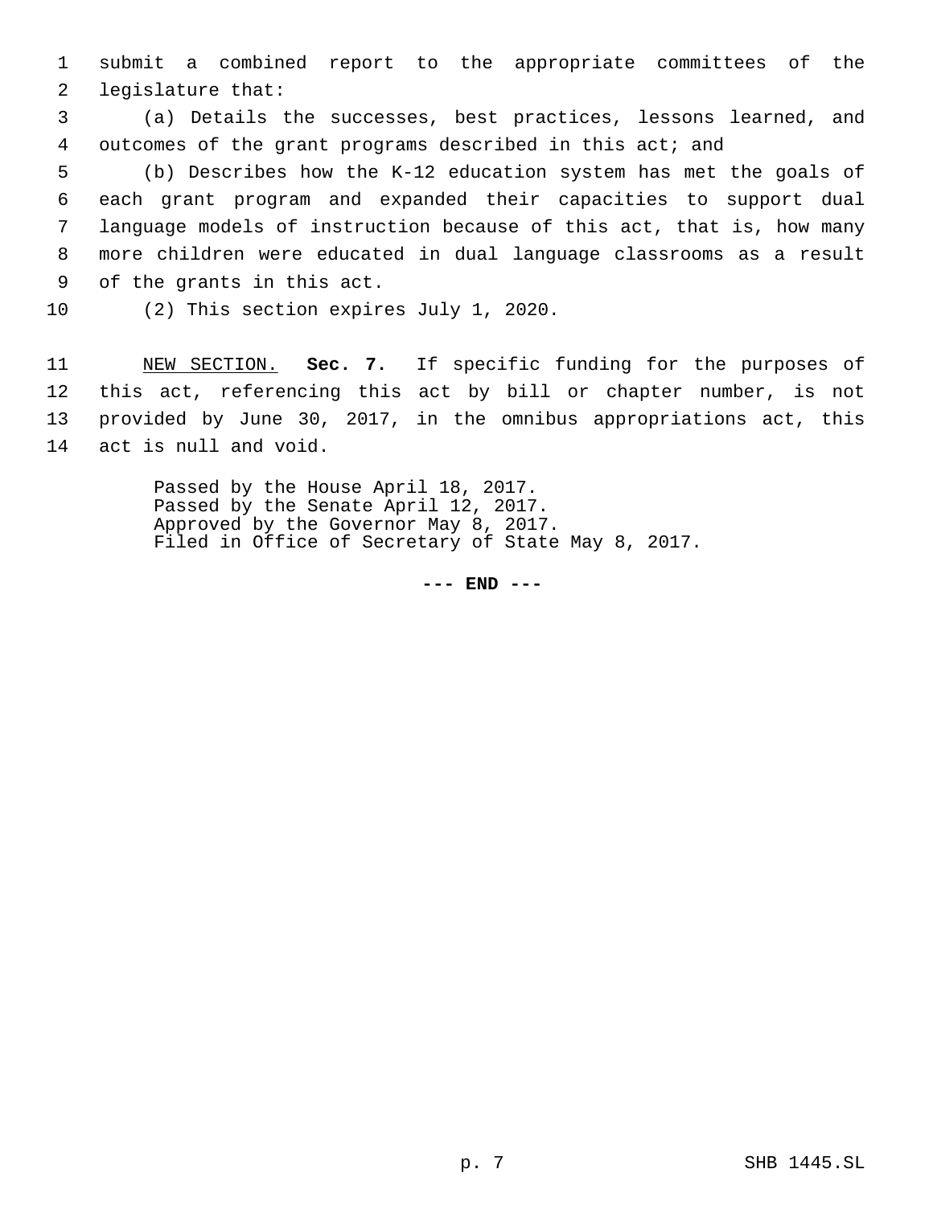submit a combined report to the appropriate committees of the legislature that:

(a) Details the successes, best practices, lessons learned, and outcomes of the grant programs described in this act; and

(b) Describes how the K-12 education system has met the goals of each grant program and expanded their capacities to support dual language models of instruction because of this act, that is, how many more children were educated in dual language classrooms as a result of the grants in this act.

(2) This section expires July 1, 2020.

NEW SECTION. **Sec. 7.** If specific funding for the purposes of this act, referencing this act by bill or chapter number, is not provided by June 30, 2017, in the omnibus appropriations act, this act is null and void.

Passed by the House April 18, 2017.
Passed by the Senate April 12, 2017.
Approved by the Governor May 8, 2017.
Filed in Office of Secretary of State May 8, 2017.

**--- END ---**